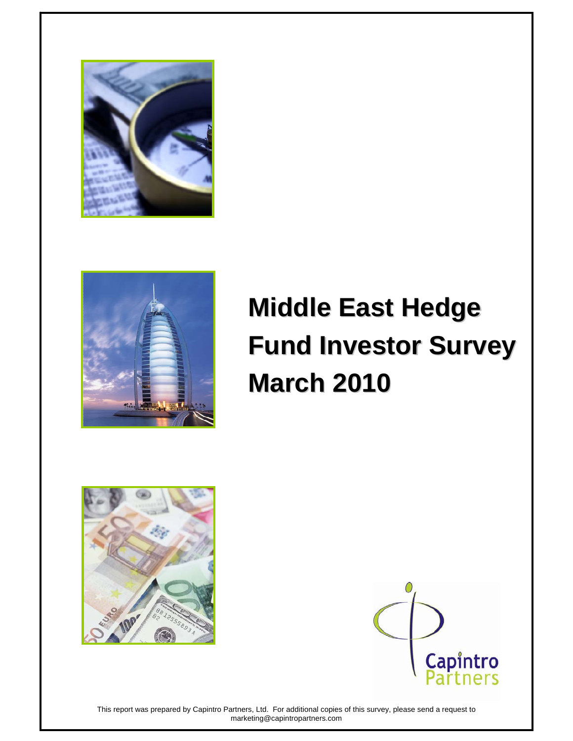# Middle East Hedge Fund Investor Survey March 2010

Capintro Partners

This report was prepared by Capintro Partners, Ltd. For additional copies of this survey, please send a request to marketing@capintropartners.com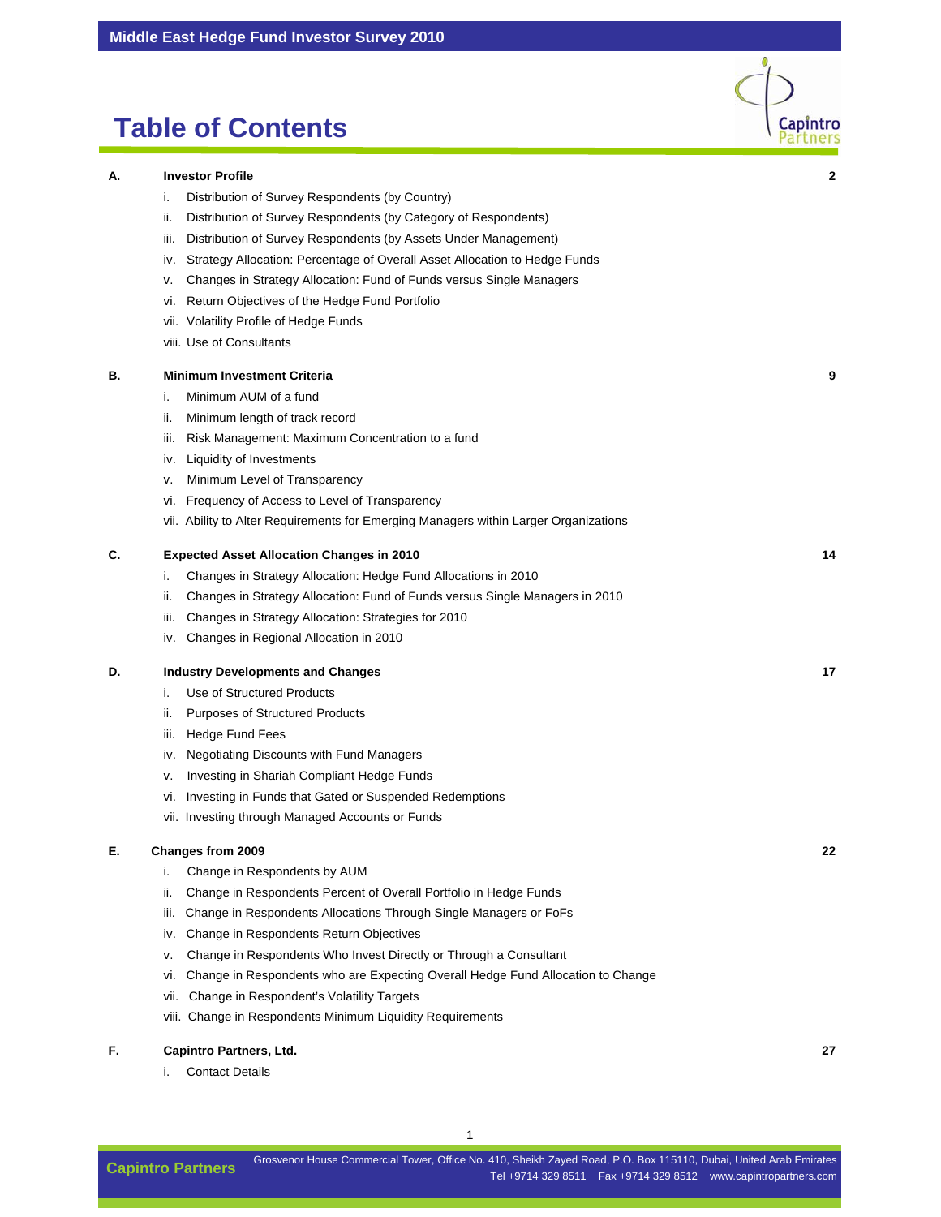# Table of Contents

**A. Investor Profile** — 2

i. Distribution of Survey Respondents (by Country)
ii. Distribution of Survey Respondents (by Category of Respondents)
iii. Distribution of Survey Respondents (by Assets Under Management)
iv. Strategy Allocation: Percentage of Overall Asset Allocation to Hedge Funds
v. Changes in Strategy Allocation: Fund of Funds versus Single Managers
vi. Return Objectives of the Hedge Fund Portfolio
vii. Volatility Profile of Hedge Funds
viii. Use of Consultants

**B. Minimum Investment Criteria** — 9

i. Minimum AUM of a fund
ii. Minimum length of track record
iii. Risk Management: Maximum Concentration to a fund
iv. Liquidity of Investments
v. Minimum Level of Transparency
vi. Frequency of Access to Level of Transparency
vii. Ability to Alter Requirements for Emerging Managers within Larger Organizations

**C. Expected Asset Allocation Changes in 2010** — 14

i. Changes in Strategy Allocation: Hedge Fund Allocations in 2010
ii. Changes in Strategy Allocation: Fund of Funds versus Single Managers in 2010
iii. Changes in Strategy Allocation: Strategies for 2010
iv. Changes in Regional Allocation in 2010

**D. Industry Developments and Changes** — 17

i. Use of Structured Products
ii. Purposes of Structured Products
iii. Hedge Fund Fees
iv. Negotiating Discounts with Fund Managers
v. Investing in Shariah Compliant Hedge Funds
vi. Investing in Funds that Gated or Suspended Redemptions
vii. Investing through Managed Accounts or Funds

**E. Changes from 2009** — 22

i. Change in Respondents by AUM
ii. Change in Respondents Percent of Overall Portfolio in Hedge Funds
iii. Change in Respondents Allocations Through Single Managers or FoFs
iv. Change in Respondents Return Objectives
v. Change in Respondents Who Invest Directly or Through a Consultant
vi. Change in Respondents who are Expecting Overall Hedge Fund Allocation to Change
vii. Change in Respondent's Volatility Targets
viii. Change in Respondents Minimum Liquidity Requirements

**F. Capintro Partners, Ltd.** — 27

i. Contact Details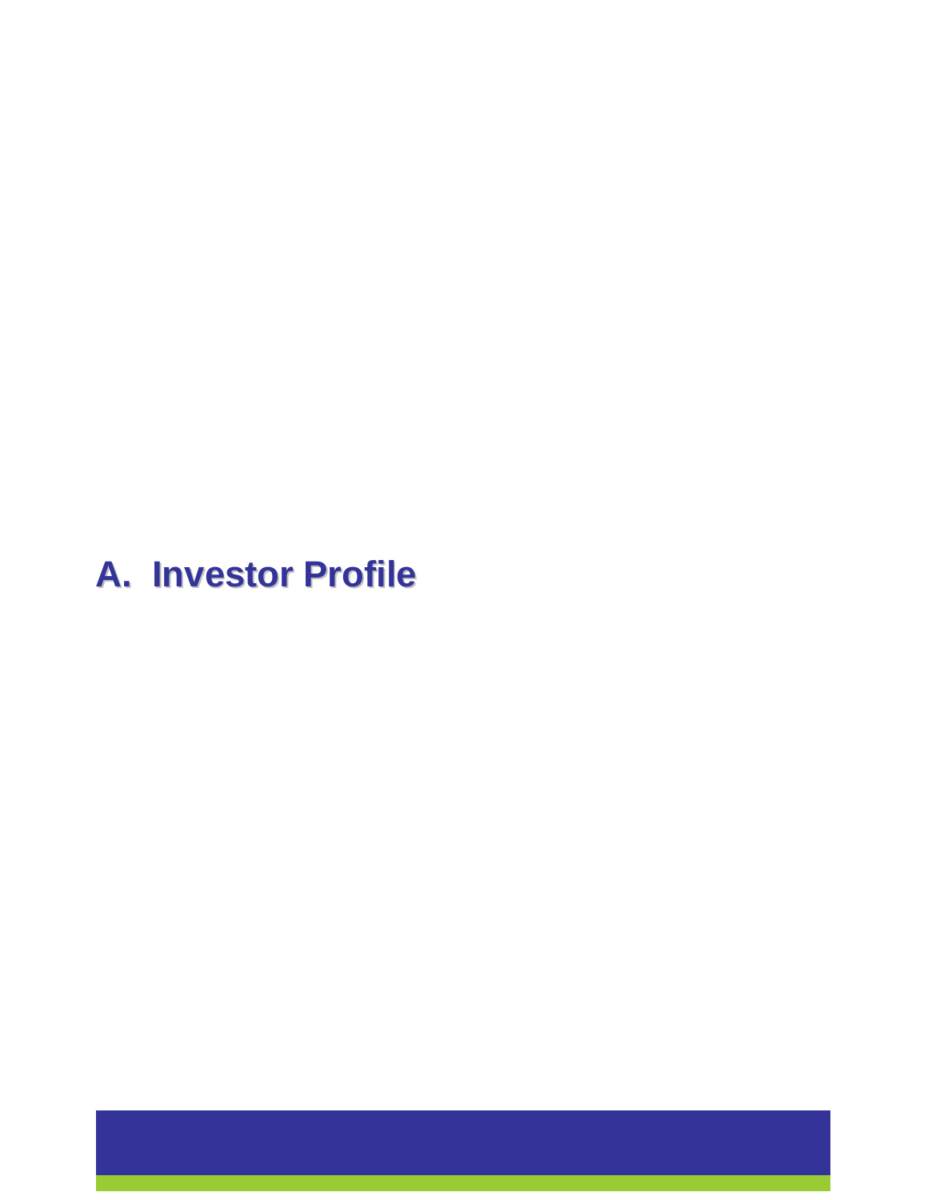# A. Investor Profile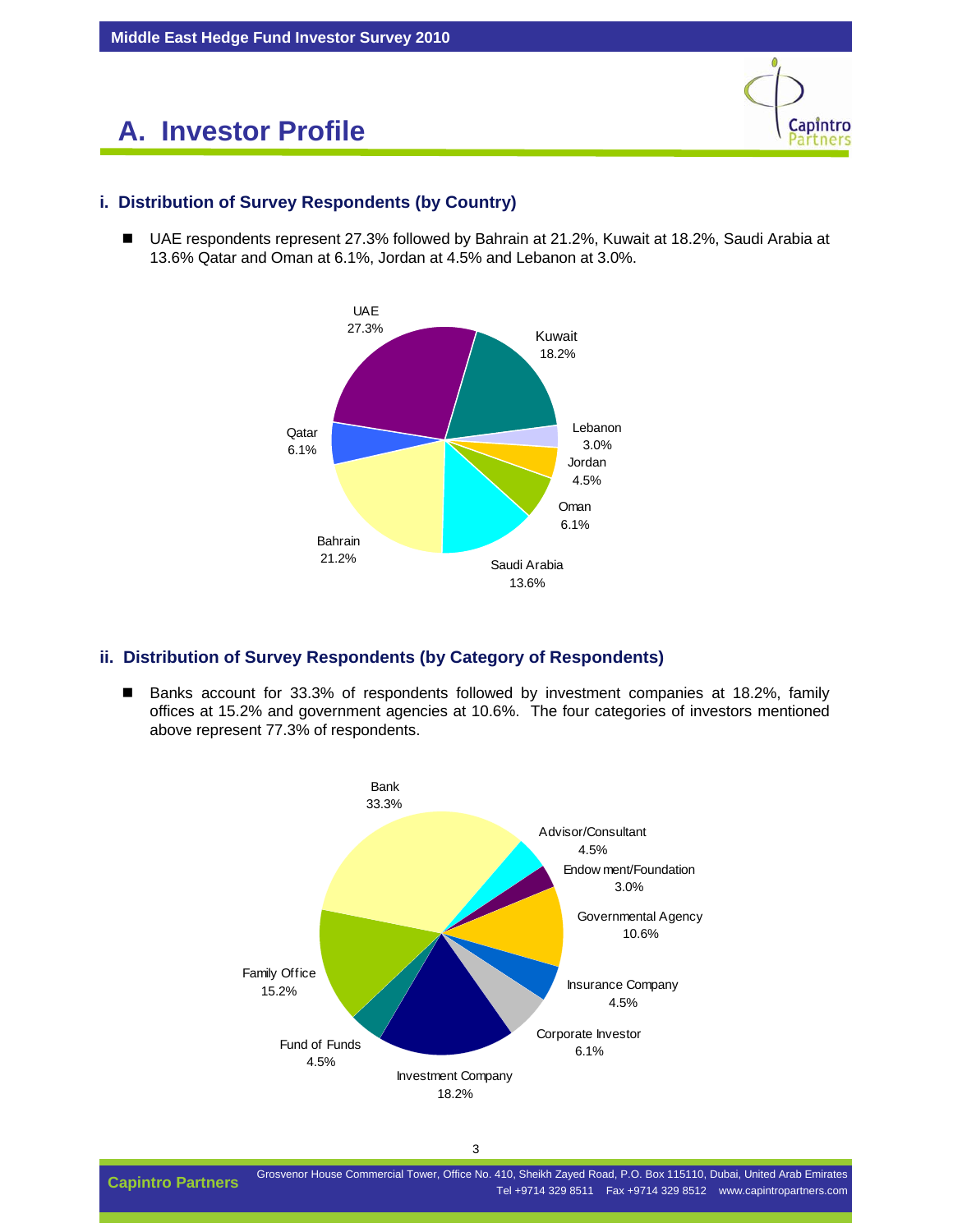# A. Investor Profile

### i. Distribution of Survey Respondents (by Country)

- UAE respondents represent 27.3% followed by Bahrain at 21.2%, Kuwait at 18.2%, Saudi Arabia at 13.6% Qatar and Oman at 6.1%, Jordan at 4.5% and Lebanon at 3.0%.

UAE 27.3%
Kuwait 18.2%
Lebanon 3.0%
Jordan 4.5%
Oman 6.1%
Saudi Arabia 13.6%
Bahrain 21.2%
Qatar 6.1%

### ii. Distribution of Survey Respondents (by Category of Respondents)

- Banks account for 33.3% of respondents followed by investment companies at 18.2%, family offices at 15.2% and government agencies at 10.6%. The four categories of investors mentioned above represent 77.3% of respondents.

Bank 33.3%
Advisor/Consultant 4.5%
Endowment/Foundation 3.0%
Governmental Agency 10.6%
Insurance Company 4.5%
Corporate Investor 6.1%
Investment Company 18.2%
Fund of Funds 4.5%
Family Office 15.2%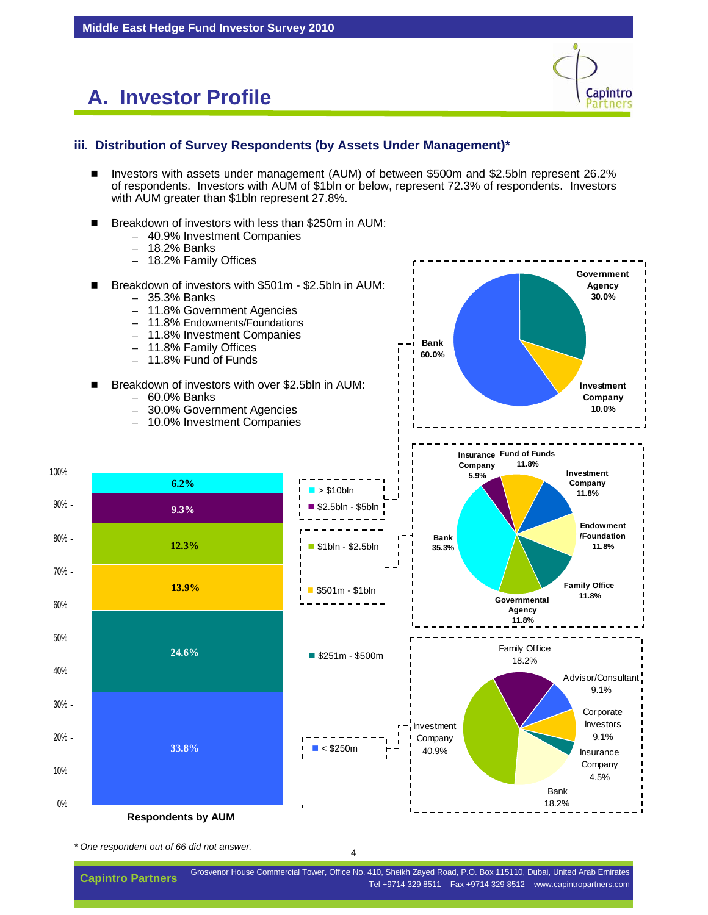# A. Investor Profile

### iii. Distribution of Survey Respondents (by Assets Under Management)*

- Investors with assets under management (AUM) of between $500m and $2.5bln represent 26.2% of respondents. Investors with AUM of $1bln or below, represent 72.3% of respondents. Investors with AUM greater than $1bln represent 27.8%.
- Breakdown of investors with less than $250m in AUM:
  - 40.9% Investment Companies
  - 18.2% Banks
  - 18.2% Family Offices
- Breakdown of investors with $501m - $2.5bln in AUM:
  - 35.3% Banks
  - 11.8% Government Agencies
  - 11.8% Endowments/Foundations
  - 11.8% Investment Companies
  - 11.8% Family Offices
  - 11.8% Fund of Funds
- Breakdown of investors with over $2.5bln in AUM:
  - 60.0% Banks
  - 30.0% Government Agencies
  - 10.0% Investment Companies

**Respondents by AUM**

| AUM | % |
|---|---|
| > $10bln | 6.2% |
| $2.5bln - $5bln | 9.3% |
| $1bln - $2.5bln | 12.3% |
| $501m - $1bln | 13.9% |
| $251m - $500m | 24.6% |
| < $250m | 33.8% |

**> $2.5bln**

| Investor type | % |
|---|---|
| Bank | 60.0% |
| Government Agency | 30.0% |
| Investment Company | 10.0% |

**$501m - $2.5bln**

| Investor type | % |
|---|---|
| Bank | 35.3% |
| Insurance Company | 5.9% |
| Fund of Funds | 11.8% |
| Investment Company | 11.8% |
| Endowment /Foundation | 11.8% |
| Family Office | 11.8% |
| Governmental Agency | 11.8% |

**< $250m**

| Investor type | % |
|---|---|
| Investment Company | 40.9% |
| Family Office | 18.2% |
| Advisor/Consultant | 9.1% |
| Corporate Investors | 9.1% |
| Insurance Company | 4.5% |
| Bank | 18.2% |

*\* One respondent out of 66 did not answer.*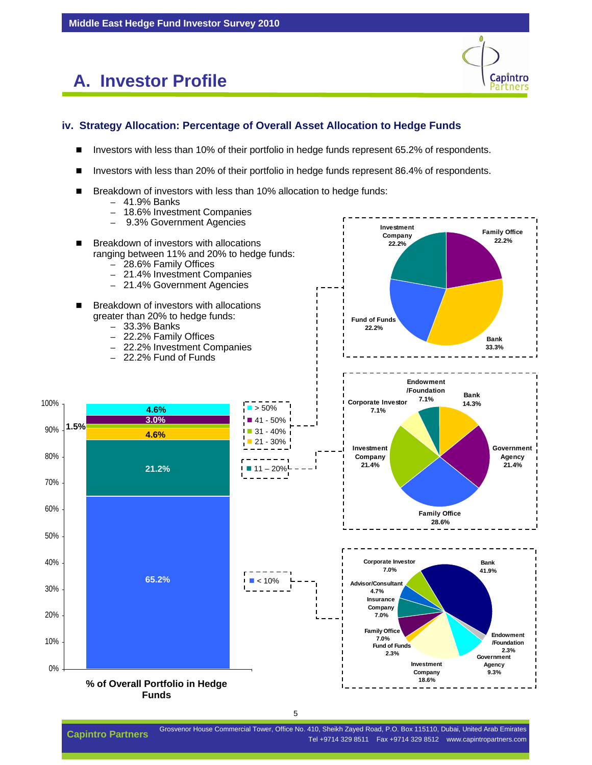# A. Investor Profile

### iv. Strategy Allocation: Percentage of Overall Asset Allocation to Hedge Funds

- Investors with less than 10% of their portfolio in hedge funds represent 65.2% of respondents.
- Investors with less than 20% of their portfolio in hedge funds represent 86.4% of respondents.
- Breakdown of investors with less than 10% allocation to hedge funds:
  - 41.9% Banks
  - 18.6% Investment Companies
  - 9.3% Government Agencies
- Breakdown of investors with allocations ranging between 11% and 20% to hedge funds:
  - 28.6% Family Offices
  - 21.4% Investment Companies
  - 21.4% Government Agencies
- Breakdown of investors with allocations greater than 20% to hedge funds:
  - 33.3% Banks
  - 22.2% Family Offices
  - 22.2% Investment Companies
  - 22.2% Fund of Funds

**% of Overall Portfolio in Hedge Funds**

| Allocation | % of respondents |
| --- | --- |
| > 50% | 4.6% |
| 41 - 50% | 3.0% |
| 31 - 40% | 1.5% |
| 21 - 30% | 4.6% |
| 11 – 20% | 21.2% |
| < 10% | 65.2% |

**Investors with allocations greater than 20%**

| Investor type | % |
| --- | --- |
| Bank | 33.3% |
| Family Office | 22.2% |
| Investment Company | 22.2% |
| Fund of Funds | 22.2% |

**Investors with allocations 11 – 20%**

| Investor type | % |
| --- | --- |
| Family Office | 28.6% |
| Government Agency | 21.4% |
| Investment Company | 21.4% |
| Bank | 14.3% |
| Endowment /Foundation | 7.1% |
| Corporate Investor | 7.1% |

**Investors with allocations < 10%**

| Investor type | % |
| --- | --- |
| Bank | 41.9% |
| Investment Company | 18.6% |
| Government Agency | 9.3% |
| Corporate Investor | 7.0% |
| Insurance Company | 7.0% |
| Family Office | 7.0% |
| Advisor/Consultant | 4.7% |
| Endowment /Foundation | 2.3% |
| Fund of Funds | 2.3% |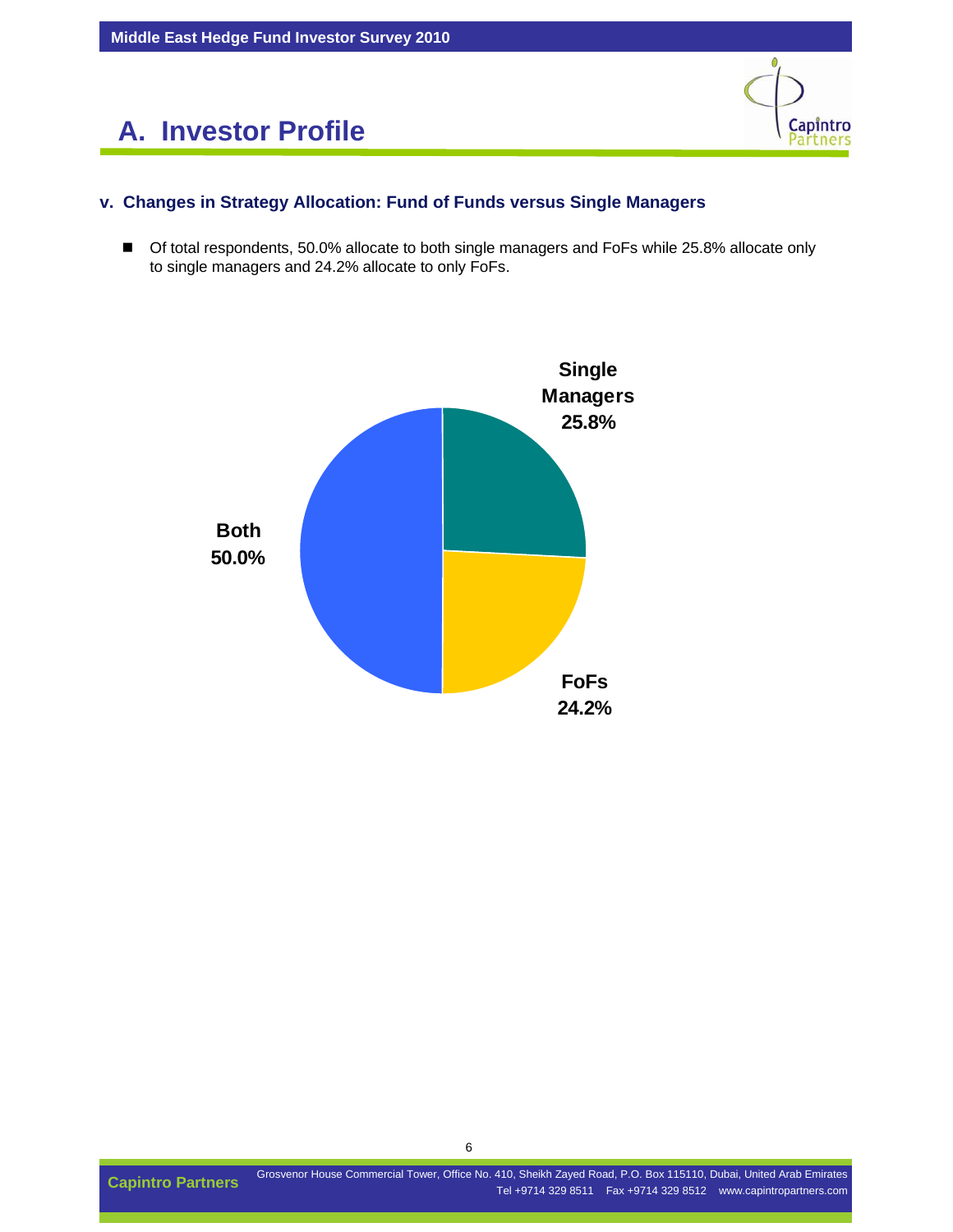# A. Investor Profile

### v. Changes in Strategy Allocation: Fund of Funds versus Single Managers

- Of total respondents, 50.0% allocate to both single managers and FoFs while 25.8% allocate only to single managers and 24.2% allocate to only FoFs.

Single Managers 25.8%

Both 50.0%

FoFs 24.2%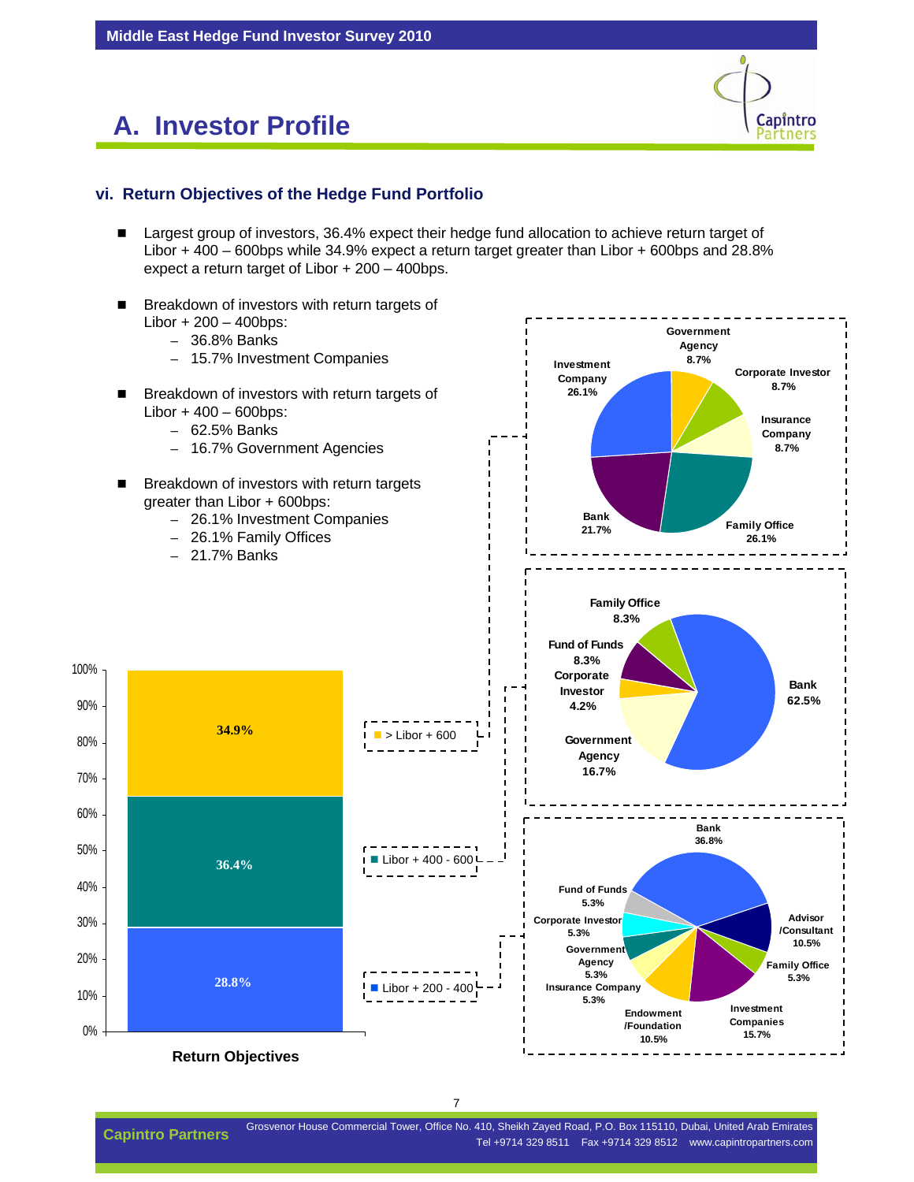# A. Investor Profile

### vi. Return Objectives of the Hedge Fund Portfolio

- Largest group of investors, 36.4% expect their hedge fund allocation to achieve return target of Libor + 400 – 600bps while 34.9% expect a return target greater than Libor + 600bps and 28.8% expect a return target of Libor + 200 – 400bps.

- Breakdown of investors with return targets of Libor + 200 – 400bps:
  - 36.8% Banks
  - 15.7% Investment Companies

- Breakdown of investors with return targets of Libor + 400 – 600bps:
  - 62.5% Banks
  - 16.7% Government Agencies

- Breakdown of investors with return targets greater than Libor + 600bps:
  - 26.1% Investment Companies
  - 26.1% Family Offices
  - 21.7% Banks

**Return Objectives**

| Return Objective | Share |
|---|---|
| > Libor + 600 | 34.9% |
| Libor + 400 - 600 | 36.4% |
| Libor + 200 - 400 | 28.8% |

**> Libor + 600**

| Investor Type | Share |
|---|---|
| Government Agency | 8.7% |
| Corporate Investor | 8.7% |
| Insurance Company | 8.7% |
| Family Office | 26.1% |
| Bank | 21.7% |
| Investment Company | 26.1% |

**Libor + 400 - 600**

| Investor Type | Share |
|---|---|
| Bank | 62.5% |
| Government Agency | 16.7% |
| Corporate Investor | 4.2% |
| Fund of Funds | 8.3% |
| Family Office | 8.3% |

**Libor + 200 - 400**

| Investor Type | Share |
|---|---|
| Bank | 36.8% |
| Advisor /Consultant | 10.5% |
| Family Office | 5.3% |
| Investment Companies | 15.7% |
| Endowment /Foundation | 10.5% |
| Insurance Company | 5.3% |
| Government Agency | 5.3% |
| Corporate Investor | 5.3% |
| Fund of Funds | 5.3% |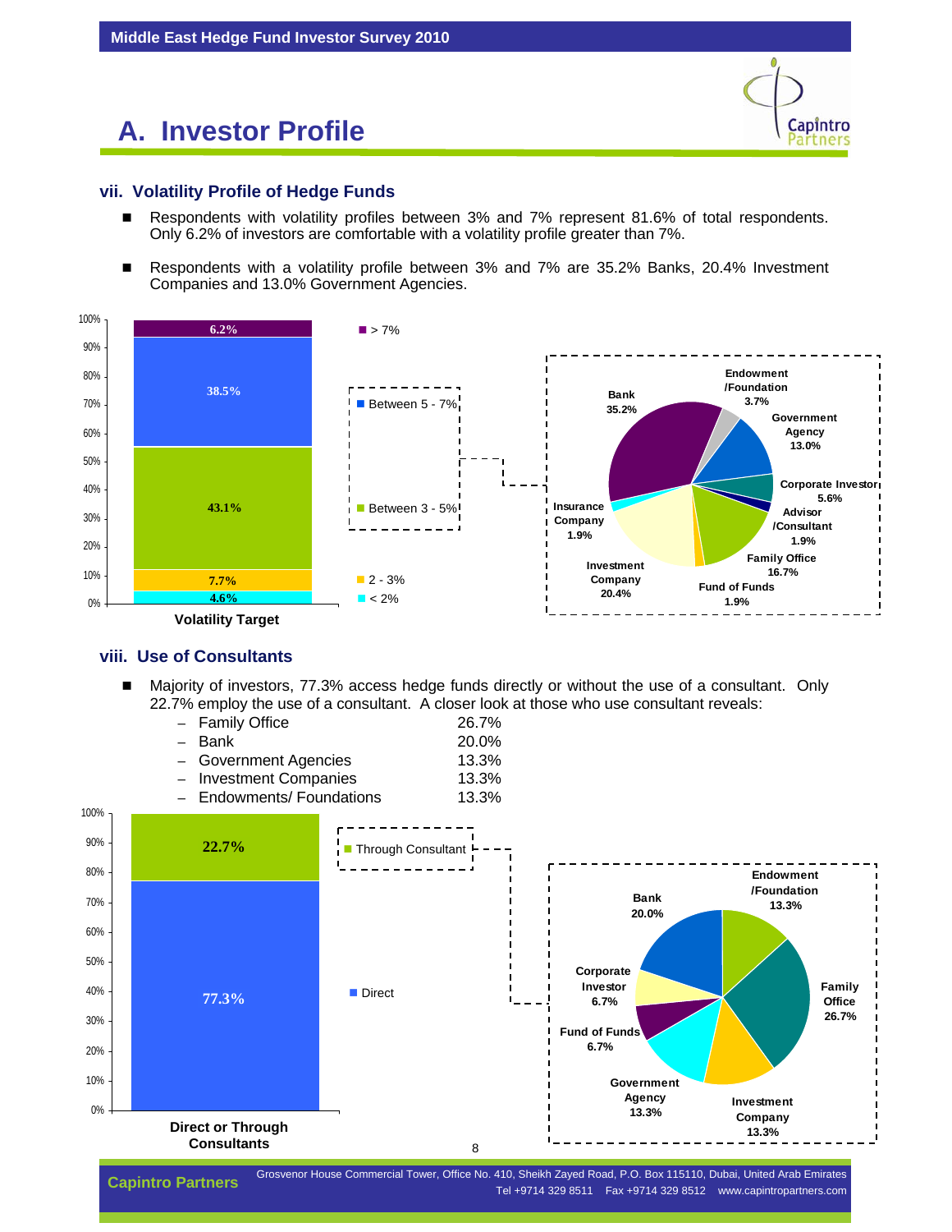# A. Investor Profile

## vii. Volatility Profile of Hedge Funds

- Respondents with volatility profiles between 3% and 7% represent 81.6% of total respondents. Only 6.2% of investors are comfortable with a volatility profile greater than 7%.
- Respondents with a volatility profile between 3% and 7% are 35.2% Banks, 20.4% Investment Companies and 13.0% Government Agencies.

**Volatility Target**

| Volatility | % |
|---|---|
| > 7% | 6.2% |
| Between 5 - 7% | 38.5% |
| Between 3 - 5% | 43.1% |
| 2 - 3% | 7.7% |
| < 2% | 4.6% |

| Investor type (Between 3 - 7%) | % |
|---|---|
| Bank | 35.2% |
| Endowment /Foundation | 3.7% |
| Government Agency | 13.0% |
| Corporate Investor | 5.6% |
| Advisor /Consultant | 1.9% |
| Family Office | 16.7% |
| Fund of Funds | 1.9% |
| Investment Company | 20.4% |
| Insurance Company | 1.9% |

## viii. Use of Consultants

- Majority of investors, 77.3% access hedge funds directly or without the use of a consultant. Only 22.7% employ the use of a consultant. A closer look at those who use consultant reveals:
  - Family Office 26.7%
  - Bank 20.0%
  - Government Agencies 13.3%
  - Investment Companies 13.3%
  - Endowments/ Foundations 13.3%

**Direct or Through Consultants**

| Access | % |
|---|---|
| Through Consultant | 22.7% |
| Direct | 77.3% |

| Investor type (Through Consultant) | % |
|---|---|
| Endowment /Foundation | 13.3% |
| Family Office | 26.7% |
| Investment Company | 13.3% |
| Government Agency | 13.3% |
| Fund of Funds | 6.7% |
| Corporate Investor | 6.7% |
| Bank | 20.0% |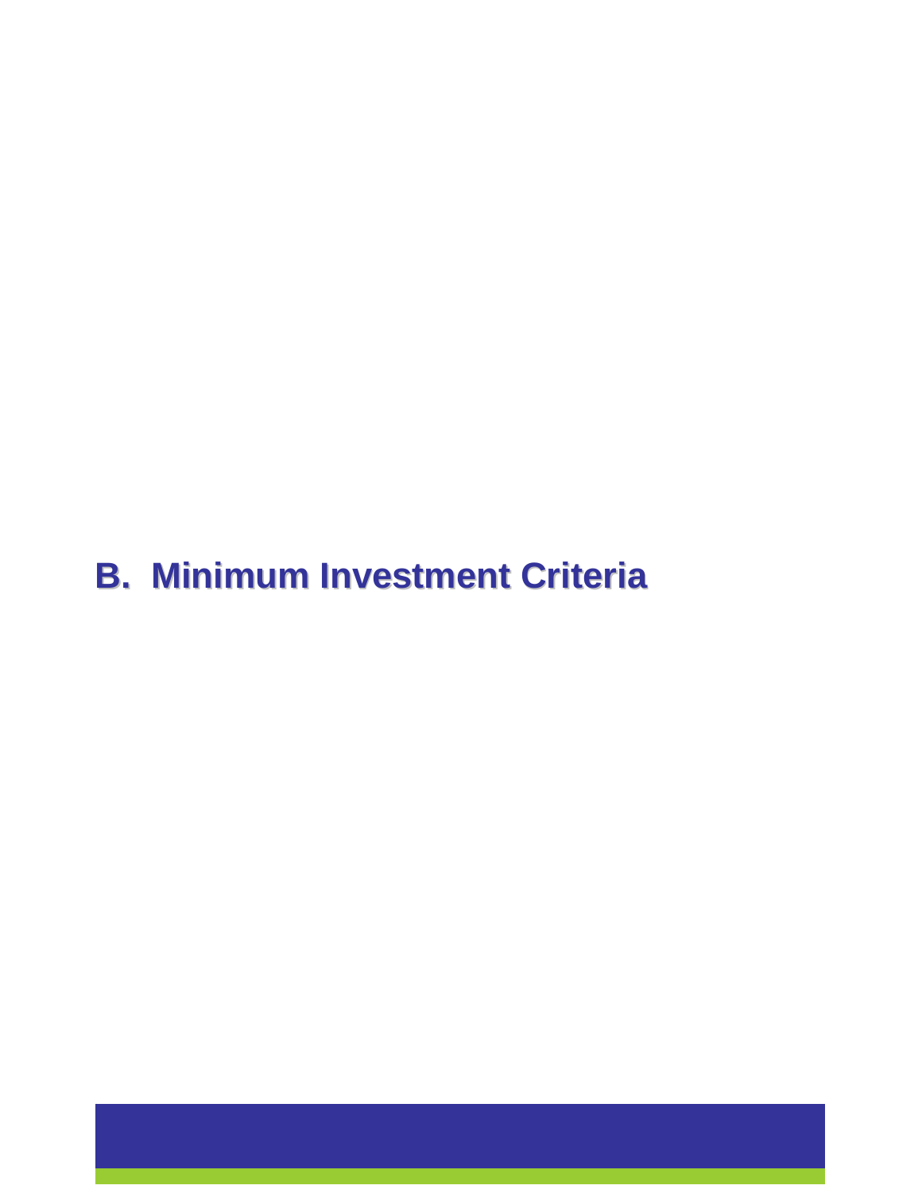# B. Minimum Investment Criteria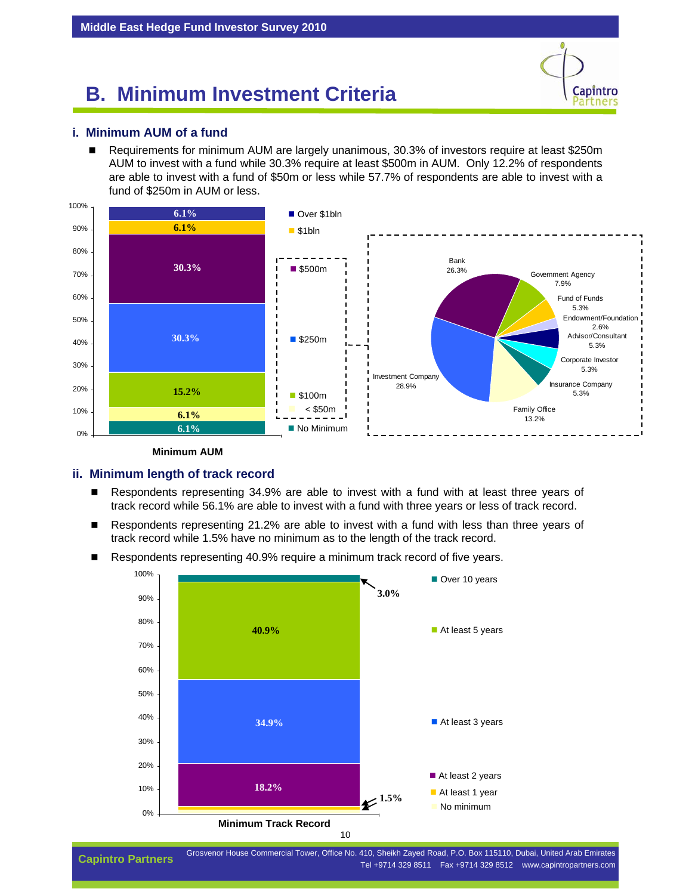# B. Minimum Investment Criteria

## i. Minimum AUM of a fund

- Requirements for minimum AUM are largely unanimous, 30.3% of investors require at least $250m AUM to invest with a fund while 30.3% require at least $500m in AUM. Only 12.2% of respondents are able to invest with a fund of $50m or less while 57.7% of respondents are able to invest with a fund of $250m in AUM or less.

| Minimum AUM | % |
|---|---|
| Over $1bln | 6.1% |
| $1bln | 6.1% |
| $500m | 30.3% |
| $250m | 30.3% |
| $100m | 15.2% |
| < $50m | 6.1% |
| No Minimum | 6.1% |

Minimum AUM

| $250m respondents by type | % |
|---|---|
| Bank | 26.3% |
| Government Agency | 7.9% |
| Fund of Funds | 5.3% |
| Endowment/Foundation | 2.6% |
| Advisor/Consultant | 5.3% |
| Corporate Investor | 5.3% |
| Insurance Company | 5.3% |
| Family Office | 13.2% |
| Investment Company | 28.9% |

## ii. Minimum length of track record

- Respondents representing 34.9% are able to invest with a fund with at least three years of track record while 56.1% are able to invest with a fund with three years or less of track record.
- Respondents representing 21.2% are able to invest with a fund with less than three years of track record while 1.5% have no minimum as to the length of the track record.
- Respondents representing 40.9% require a minimum track record of five years.

| Minimum Track Record | % |
|---|---|
| Over 10 years | 3.0% |
| At least 5 years | 40.9% |
| At least 3 years | 34.9% |
| At least 2 years | 18.2% |
| At least 1 year | 1.5% |
| No minimum | 1.5% |

Minimum Track Record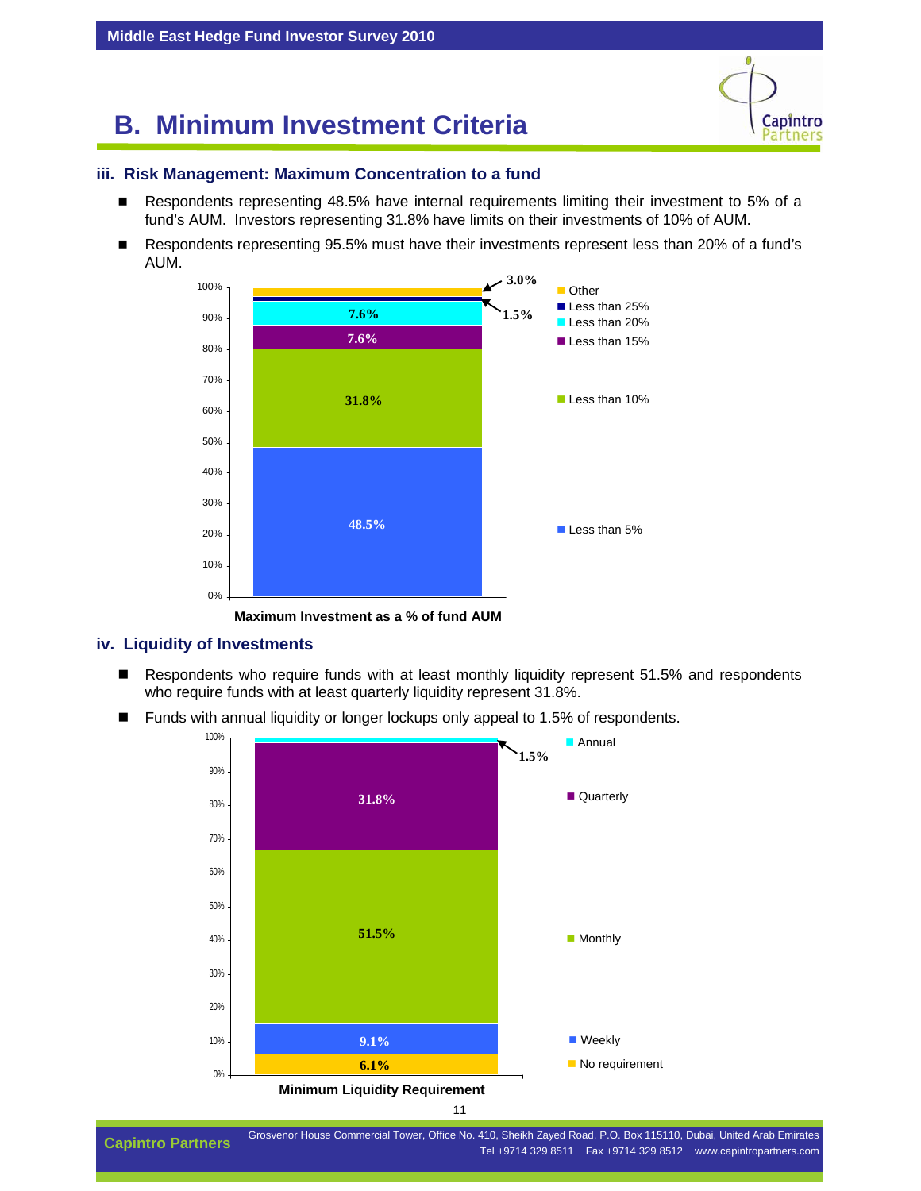# B. Minimum Investment Criteria

### iii. Risk Management: Maximum Concentration to a fund

- Respondents representing 48.5% have internal requirements limiting their investment to 5% of a fund's AUM. Investors representing 31.8% have limits on their investments of 10% of AUM.
- Respondents representing 95.5% must have their investments represent less than 20% of a fund's AUM.

| Maximum Investment as a % of fund AUM | % |
|---|---|
| Less than 5% | 48.5% |
| Less than 10% | 31.8% |
| Less than 15% | 7.6% |
| Less than 20% | 7.6% |
| Less than 25% | 1.5% |
| Other | 3.0% |

**Maximum Investment as a % of fund AUM**

### iv. Liquidity of Investments

- Respondents who require funds with at least monthly liquidity represent 51.5% and respondents who require funds with at least quarterly liquidity represent 31.8%.
- Funds with annual liquidity or longer lockups only appeal to 1.5% of respondents.

| Minimum Liquidity Requirement | % |
|---|---|
| No requirement | 6.1% |
| Weekly | 9.1% |
| Monthly | 51.5% |
| Quarterly | 31.8% |
| Annual | 1.5% |

**Minimum Liquidity Requirement**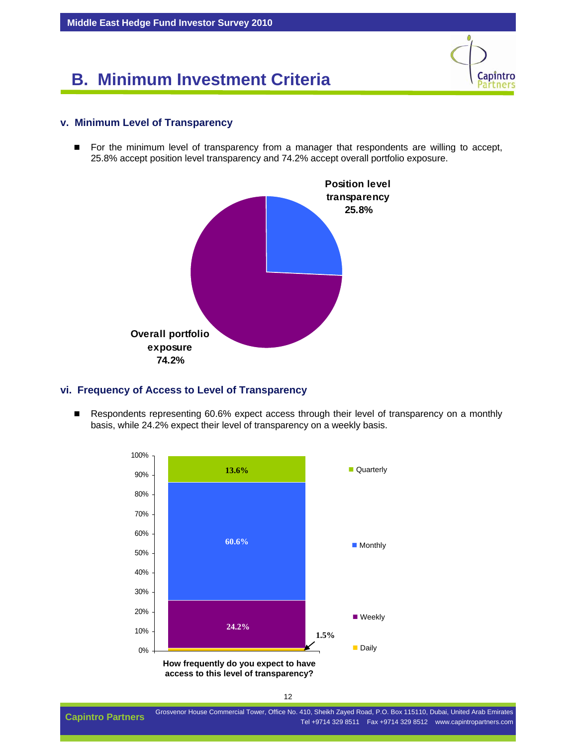# B. Minimum Investment Criteria

### v. Minimum Level of Transparency

- For the minimum level of transparency from a manager that respondents are willing to accept, 25.8% accept position level transparency and 74.2% accept overall portfolio exposure.

| Category | Percentage |
|---|---|
| Position level transparency | 25.8% |
| Overall portfolio exposure | 74.2% |

### vi. Frequency of Access to Level of Transparency

- Respondents representing 60.6% expect access through their level of transparency on a monthly basis, while 24.2% expect their level of transparency on a weekly basis.

| How frequently do you expect to have access to this level of transparency? | Percentage |
|---|---|
| Quarterly | 13.6% |
| Monthly | 60.6% |
| Weekly | 24.2% |
| Daily | 1.5% |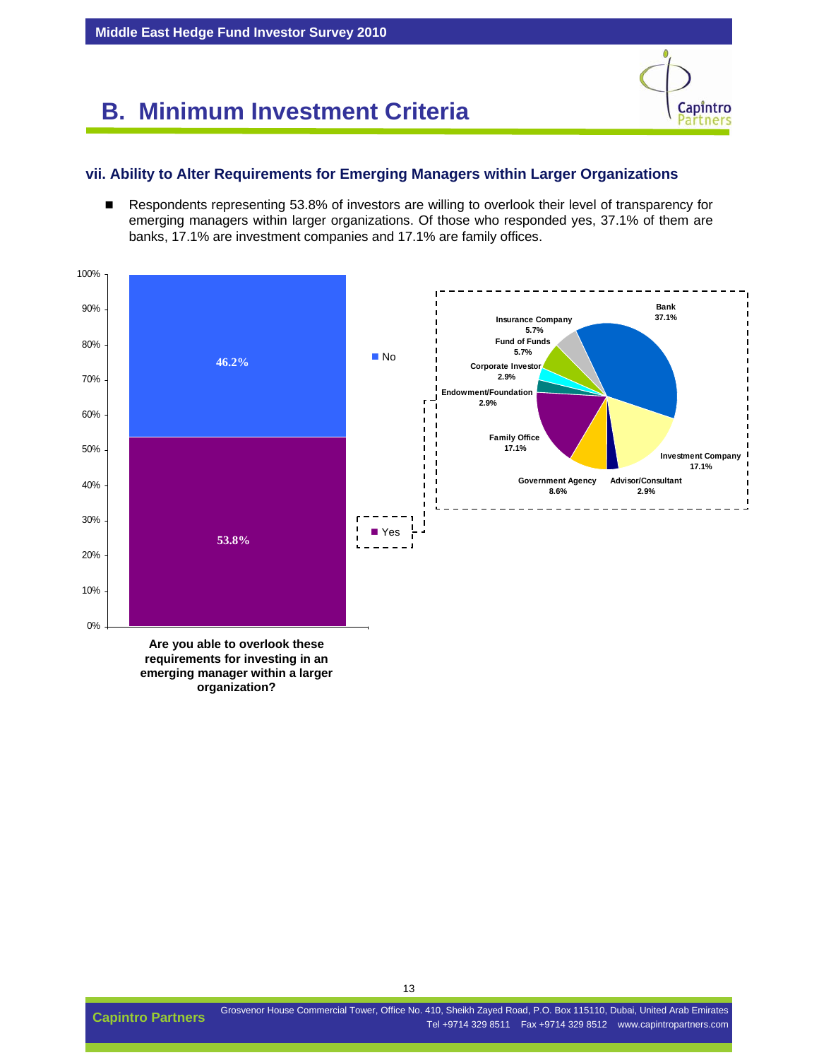# B. Minimum Investment Criteria

### vii. Ability to Alter Requirements for Emerging Managers within Larger Organizations

- Respondents representing 53.8% of investors are willing to overlook their level of transparency for emerging managers within larger organizations. Of those who responded yes, 37.1% of them are banks, 17.1% are investment companies and 17.1% are family offices.

| Are you able to overlook these requirements for investing in an emerging manager within a larger organization? | |
|---|---|
| No | 46.2% |
| Yes | 53.8% |

| Yes respondents | |
|---|---|
| Bank | 37.1% |
| Investment Company | 17.1% |
| Advisor/Consultant | 2.9% |
| Government Agency | 8.6% |
| Family Office | 17.1% |
| Endowment/Foundation | 2.9% |
| Corporate Investor | 2.9% |
| Fund of Funds | 5.7% |
| Insurance Company | 5.7% |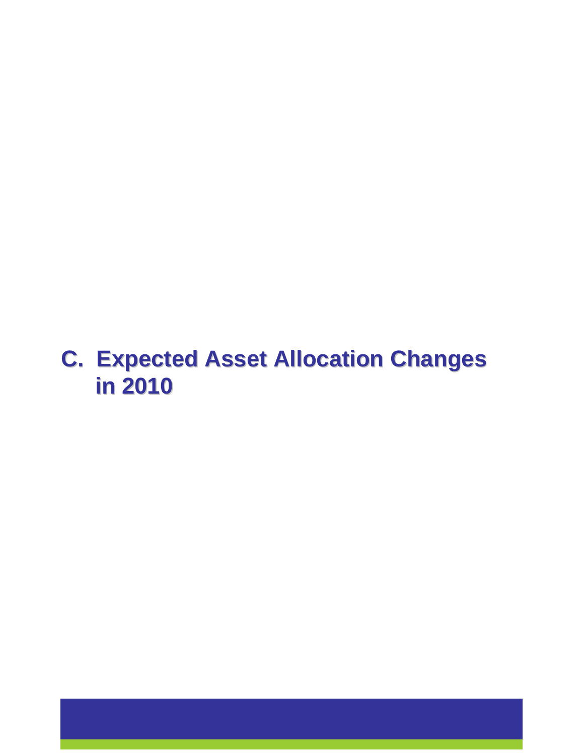# C. Expected Asset Allocation Changes in 2010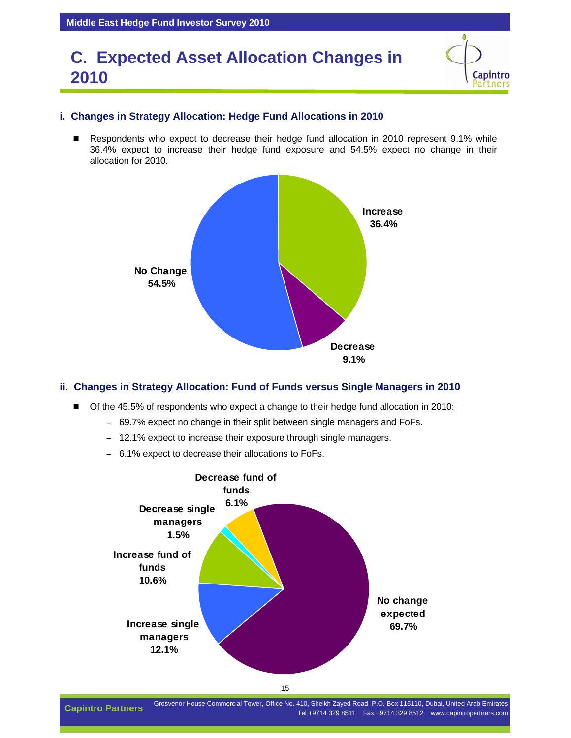# C. Expected Asset Allocation Changes in 2010

### i. Changes in Strategy Allocation: Hedge Fund Allocations in 2010

- Respondents who expect to decrease their hedge fund allocation in 2010 represent 9.1% while 36.4% expect to increase their hedge fund exposure and 54.5% expect no change in their allocation for 2010.

Increase 36.4%

Decrease 9.1%

No Change 54.5%

### ii. Changes in Strategy Allocation: Fund of Funds versus Single Managers in 2010

- Of the 45.5% of respondents who expect a change to their hedge fund allocation in 2010:
  - 69.7% expect no change in their split between single managers and FoFs.
  - 12.1% expect to increase their exposure through single managers.
  - 6.1% expect to decrease their allocations to FoFs.

Decrease fund of funds 6.1%

Decrease single managers 1.5%

Increase fund of funds 10.6%

Increase single managers 12.1%

No change expected 69.7%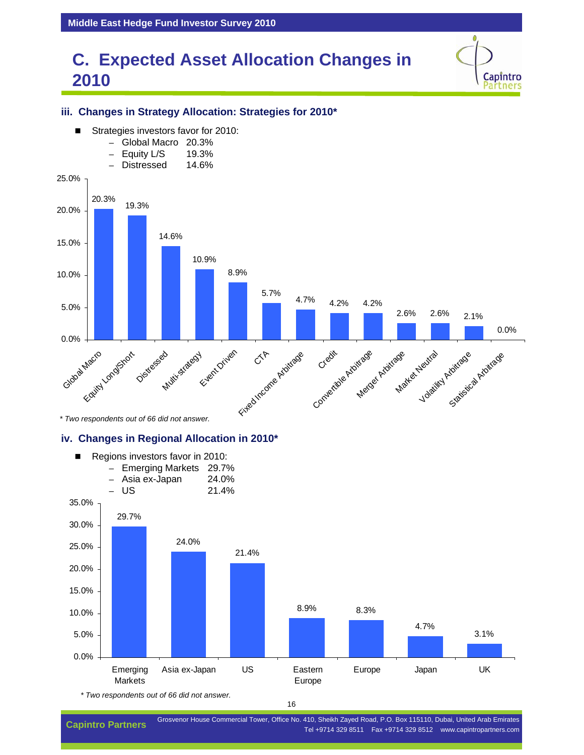# C. Expected Asset Allocation Changes in 2010

### iii. Changes in Strategy Allocation: Strategies for 2010*

- Strategies investors favor for 2010:
  - Global Macro 20.3%
  - Equity L/S 19.3%
  - Distressed 14.6%

| Strategy | % |
|---|---|
| Global Macro | 20.3% |
| Equity Long/Short | 19.3% |
| Distressed | 14.6% |
| Multi-strategy | 10.9% |
| Event Driven | 8.9% |
| CTA | 5.7% |
| Fixed Income Arbitrage | 4.7% |
| Credit | 4.2% |
| Convertible Arbitrage | 4.2% |
| Merger Arbitrage | 2.6% |
| Market Neutral | 2.6% |
| Volatility Arbitrage | 2.1% |
| Statistical Arbitrage | 0.0% |

*\* Two respondents out of 66 did not answer.*

### iv. Changes in Regional Allocation in 2010*

- Regions investors favor in 2010:
  - Emerging Markets 29.7%
  - Asia ex-Japan 24.0%
  - US 21.4%

| Region | % |
|---|---|
| Emerging Markets | 29.7% |
| Asia ex-Japan | 24.0% |
| US | 21.4% |
| Eastern Europe | 8.9% |
| Europe | 8.3% |
| Japan | 4.7% |
| UK | 3.1% |

*\* Two respondents out of 66 did not answer.*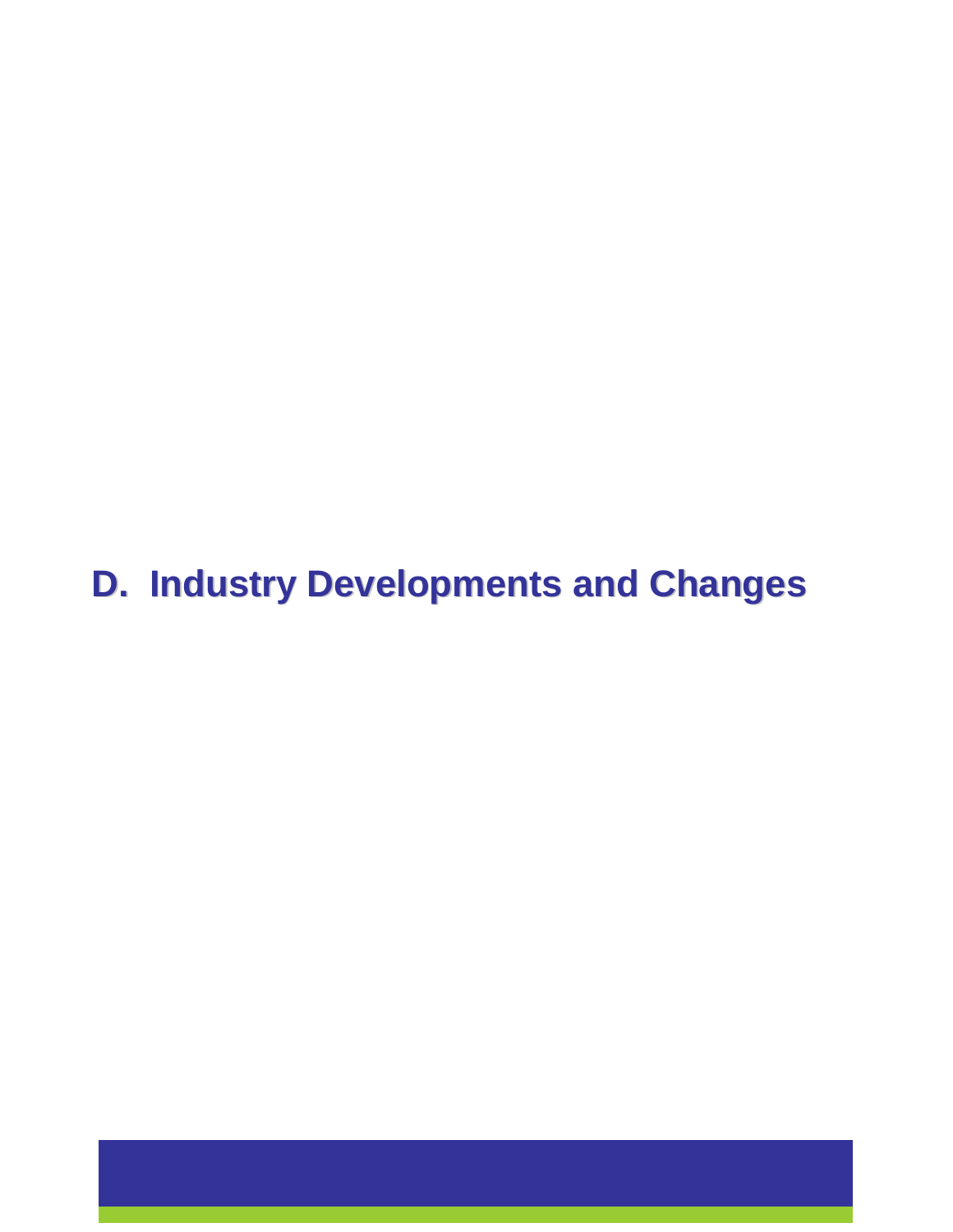# D. Industry Developments and Changes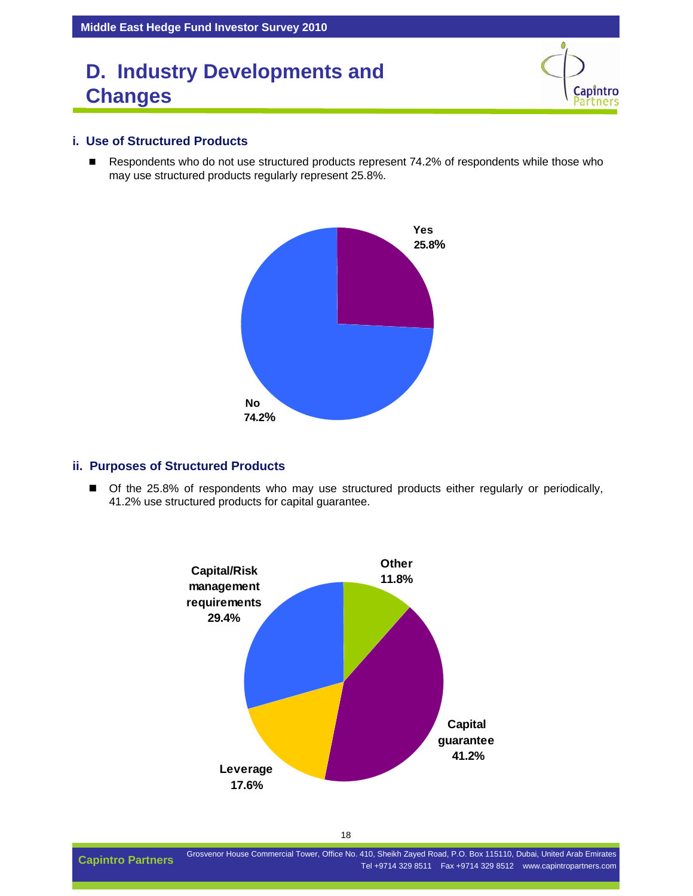# D. Industry Developments and Changes

### i. Use of Structured Products

- Respondents who do not use structured products represent 74.2% of respondents while those who may use structured products regularly represent 25.8%.

Yes
25.8%

No
74.2%

### ii. Purposes of Structured Products

- Of the 25.8% of respondents who may use structured products either regularly or periodically, 41.2% use structured products for capital guarantee.

Capital/Risk management requirements
29.4%

Other
11.8%

Capital guarantee
41.2%

Leverage
17.6%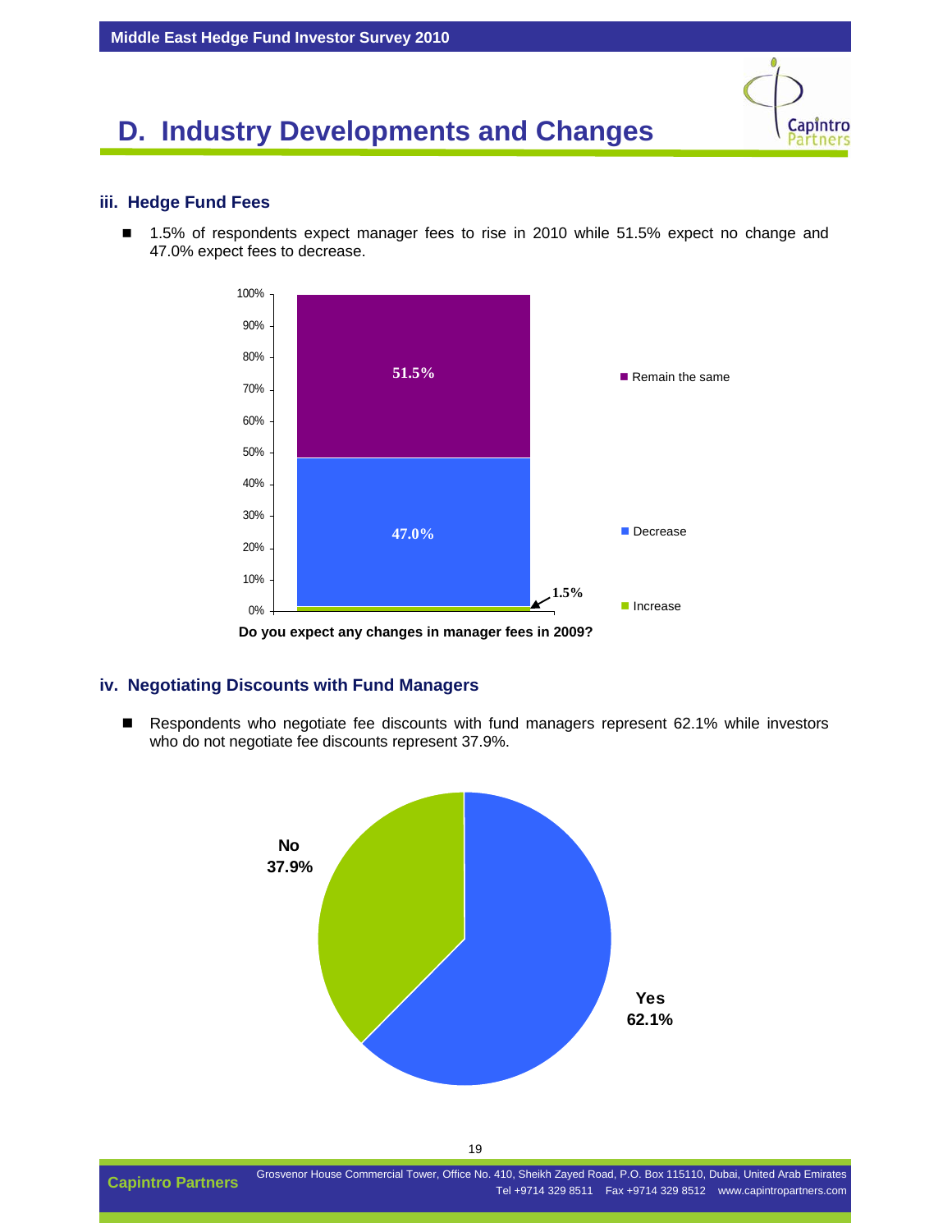# D. Industry Developments and Changes

### iii. Hedge Fund Fees

- 1.5% of respondents expect manager fees to rise in 2010 while 51.5% expect no change and 47.0% expect fees to decrease.

Do you expect any changes in manager fees in 2009?

### iv. Negotiating Discounts with Fund Managers

- Respondents who negotiate fee discounts with fund managers represent 62.1% while investors who do not negotiate fee discounts represent 37.9%.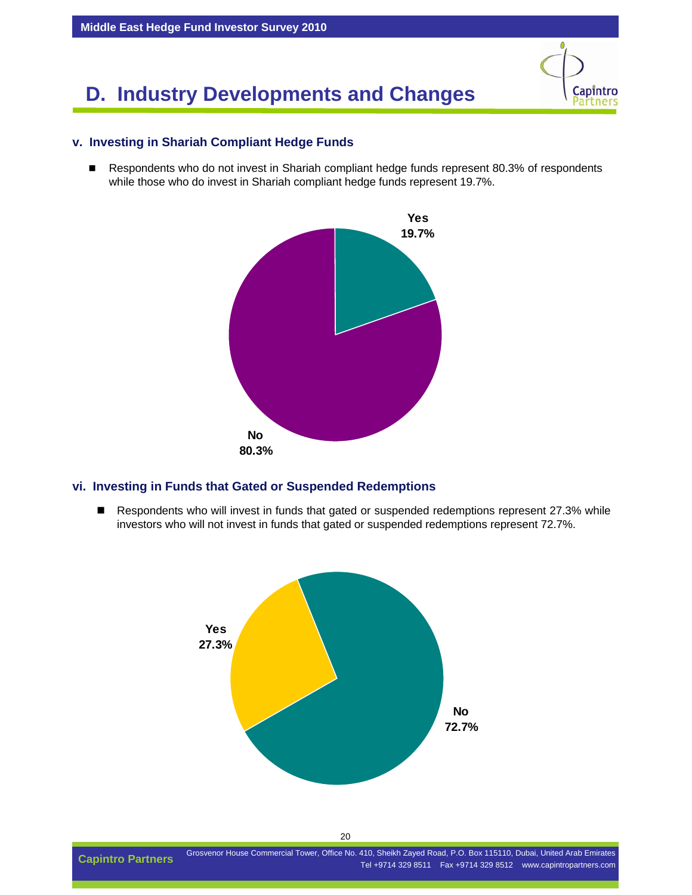# D. Industry Developments and Changes

### v. Investing in Shariah Compliant Hedge Funds

- Respondents who do not invest in Shariah compliant hedge funds represent 80.3% of respondents while those who do invest in Shariah compliant hedge funds represent 19.7%.

Yes
19.7%

No
80.3%

### vi. Investing in Funds that Gated or Suspended Redemptions

- Respondents who will invest in funds that gated or suspended redemptions represent 27.3% while investors who will not invest in funds that gated or suspended redemptions represent 72.7%.

Yes
27.3%

No
72.7%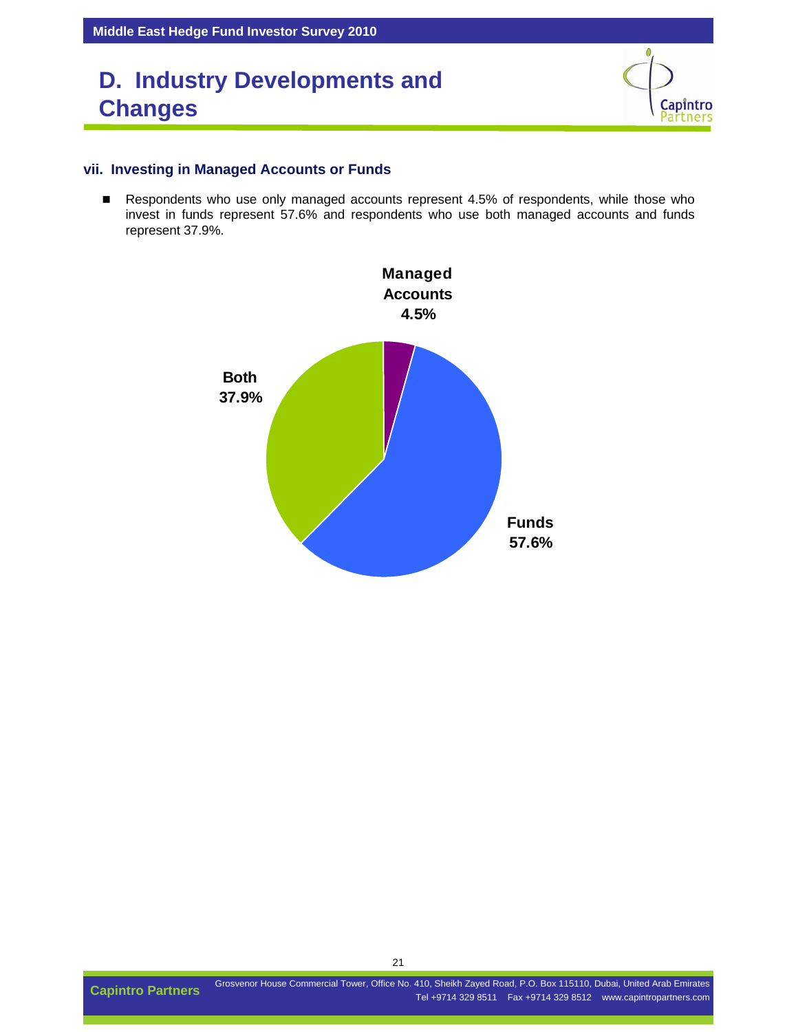# D. Industry Developments and Changes

### vii. Investing in Managed Accounts or Funds

- Respondents who use only managed accounts represent 4.5% of respondents, while those who invest in funds represent 57.6% and respondents who use both managed accounts and funds represent 37.9%.

**Managed Accounts 4.5%**

**Both 37.9%**

**Funds 57.6%**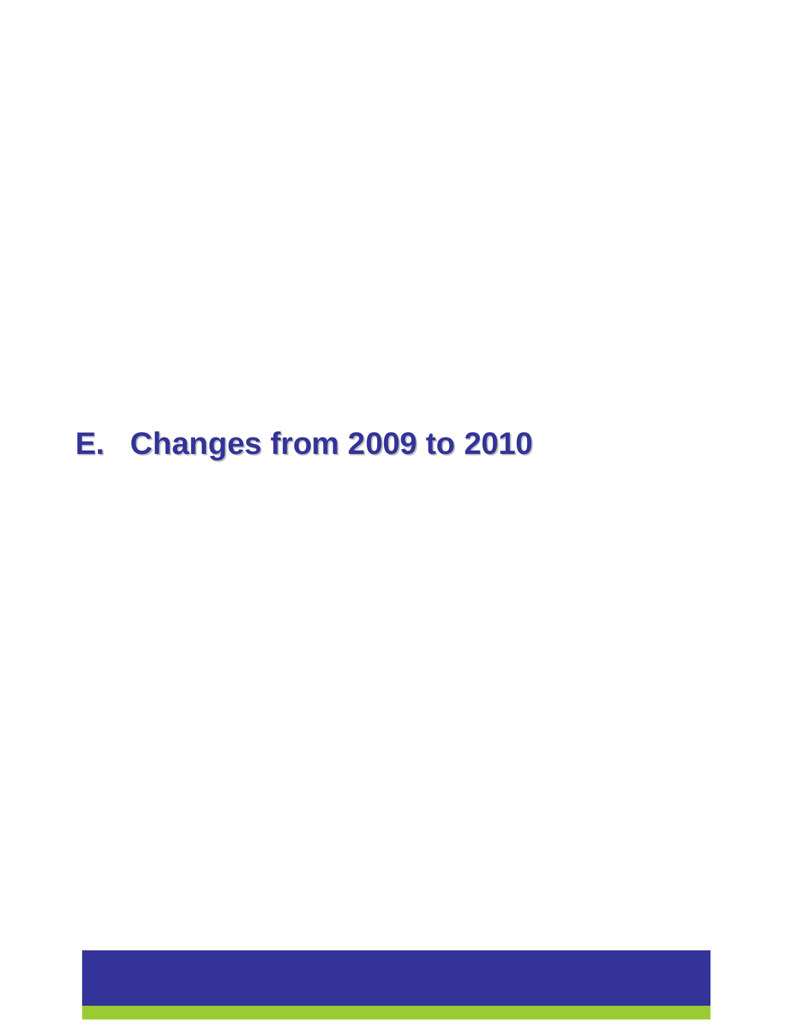# E. Changes from 2009 to 2010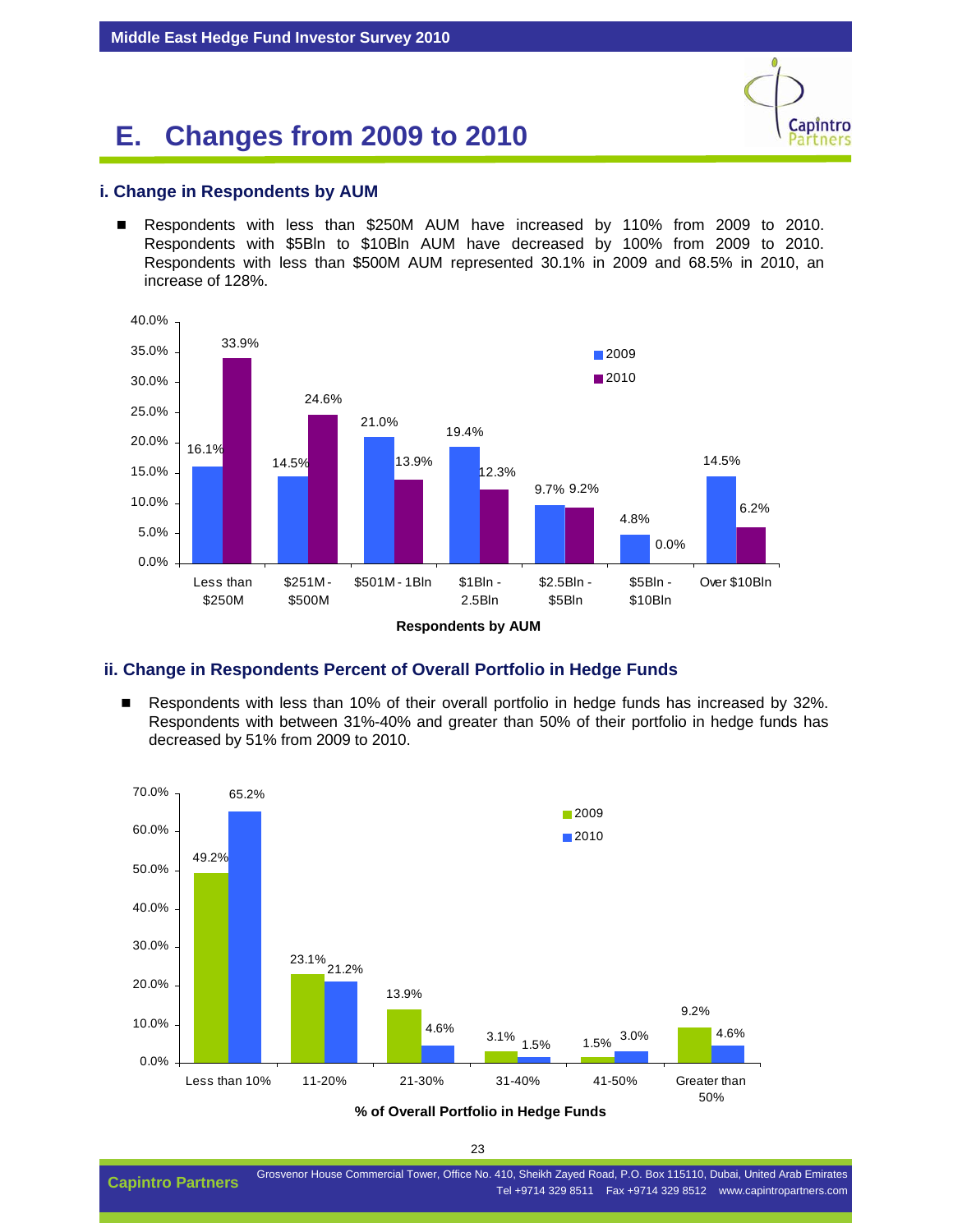# E. Changes from 2009 to 2010

### i. Change in Respondents by AUM

- Respondents with less than \$250M AUM have increased by 110% from 2009 to 2010. Respondents with \$5Bln to \$10Bln AUM have decreased by 100% from 2009 to 2010. Respondents with less than \$500M AUM represented 30.1% in 2009 and 68.5% in 2010, an increase of 128%.

| Respondents by AUM | 2009 | 2010 |
| --- | --- | --- |
| Less than \$250M | 16.1% | 33.9% |
| \$251M - \$500M | 14.5% | 24.6% |
| \$501M - 1Bln | 21.0% | 13.9% |
| \$1Bln - 2.5Bln | 19.4% | 12.3% |
| \$2.5Bln - \$5Bln | 9.7% | 9.2% |
| \$5Bln - \$10Bln | 4.8% | 0.0% |
| Over \$10Bln | 14.5% | 6.2% |

**Respondents by AUM**

### ii. Change in Respondents Percent of Overall Portfolio in Hedge Funds

- Respondents with less than 10% of their overall portfolio in hedge funds has increased by 32%. Respondents with between 31%-40% and greater than 50% of their portfolio in hedge funds has decreased by 51% from 2009 to 2010.

| % of Overall Portfolio in Hedge Funds | 2009 | 2010 |
| --- | --- | --- |
| Less than 10% | 49.2% | 65.2% |
| 11-20% | 23.1% | 21.2% |
| 21-30% | 13.9% | 4.6% |
| 31-40% | 3.1% | 1.5% |
| 41-50% | 1.5% | 3.0% |
| Greater than 50% | 9.2% | 4.6% |

**% of Overall Portfolio in Hedge Funds**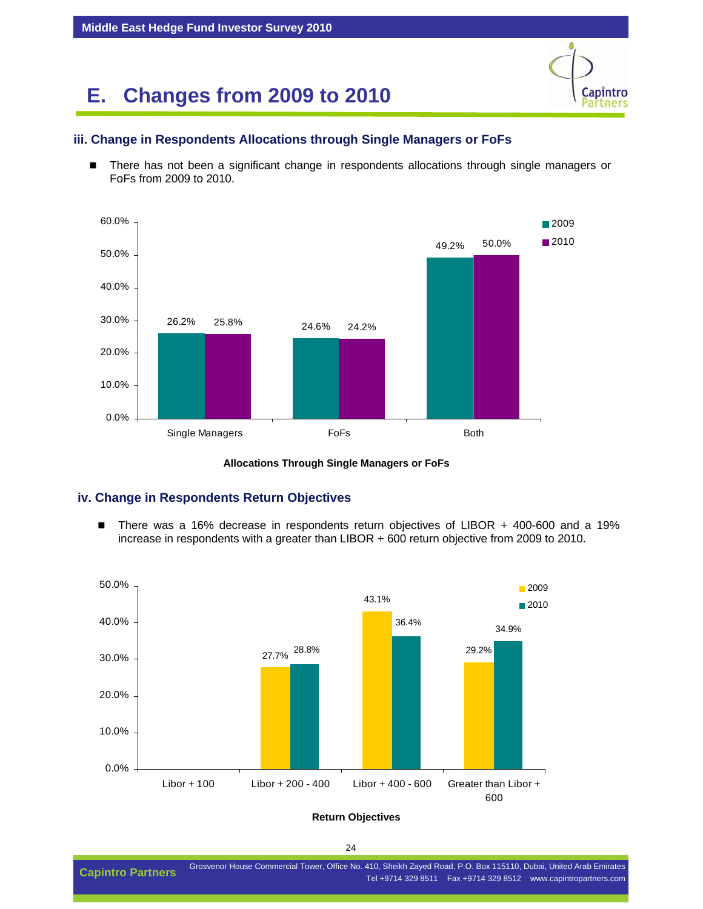# E. Changes from 2009 to 2010

### iii. Change in Respondents Allocations through Single Managers or FoFs

- There has not been a significant change in respondents allocations through single managers or FoFs from 2009 to 2010.

| | 2009 | 2010 |
|---|---|---|
| Single Managers | 26.2% | 25.8% |
| FoFs | 24.6% | 24.2% |
| Both | 49.2% | 50.0% |

**Allocations Through Single Managers or FoFs**

### iv. Change in Respondents Return Objectives

- There was a 16% decrease in respondents return objectives of LIBOR + 400-600 and a 19% increase in respondents with a greater than LIBOR + 600 return objective from 2009 to 2010.

| | 2009 | 2010 |
|---|---|---|
| Libor + 100 | | |
| Libor + 200 - 400 | 27.7% | 28.8% |
| Libor + 400 - 600 | 43.1% | 36.4% |
| Greater than Libor + 600 | 29.2% | 34.9% |

**Return Objectives**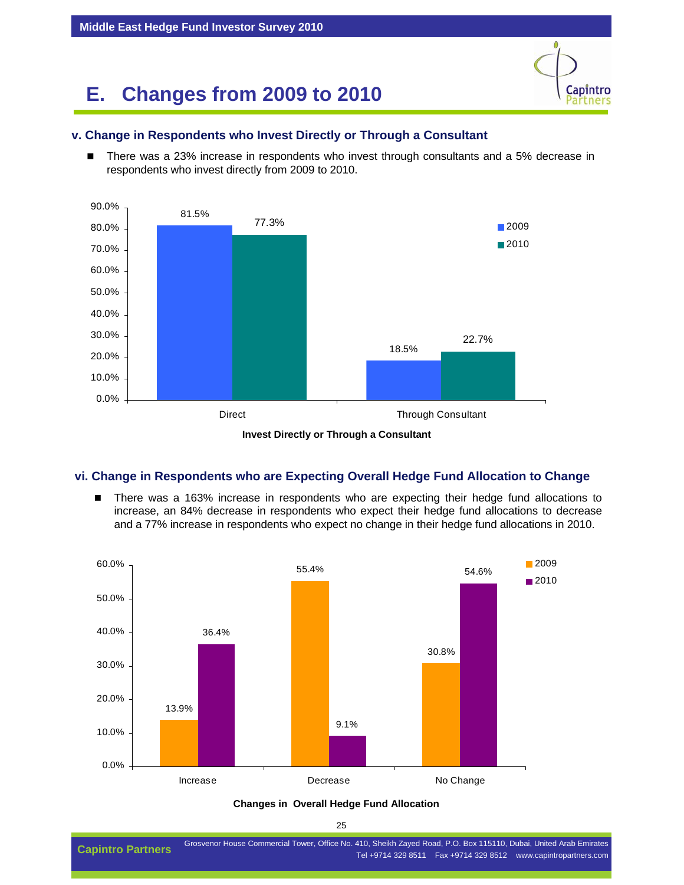## E. Changes from 2009 to 2010

### v. Change in Respondents who Invest Directly or Through a Consultant

- There was a 23% increase in respondents who invest through consultants and a 5% decrease in respondents who invest directly from 2009 to 2010.

| Invest Directly or Through a Consultant | 2009 | 2010 |
|---|---|---|
| Direct | 81.5% | 77.3% |
| Through Consultant | 18.5% | 22.7% |

**Invest Directly or Through a Consultant**

### vi. Change in Respondents who are Expecting Overall Hedge Fund Allocation to Change

- There was a 163% increase in respondents who are expecting their hedge fund allocations to increase, an 84% decrease in respondents who expect their hedge fund allocations to decrease and a 77% increase in respondents who expect no change in their hedge fund allocations in 2010.

| Changes in Overall Hedge Fund Allocation | 2009 | 2010 |
|---|---|---|
| Increase | 13.9% | 36.4% |
| Decrease | 55.4% | 9.1% |
| No Change | 30.8% | 54.6% |

**Changes in Overall Hedge Fund Allocation**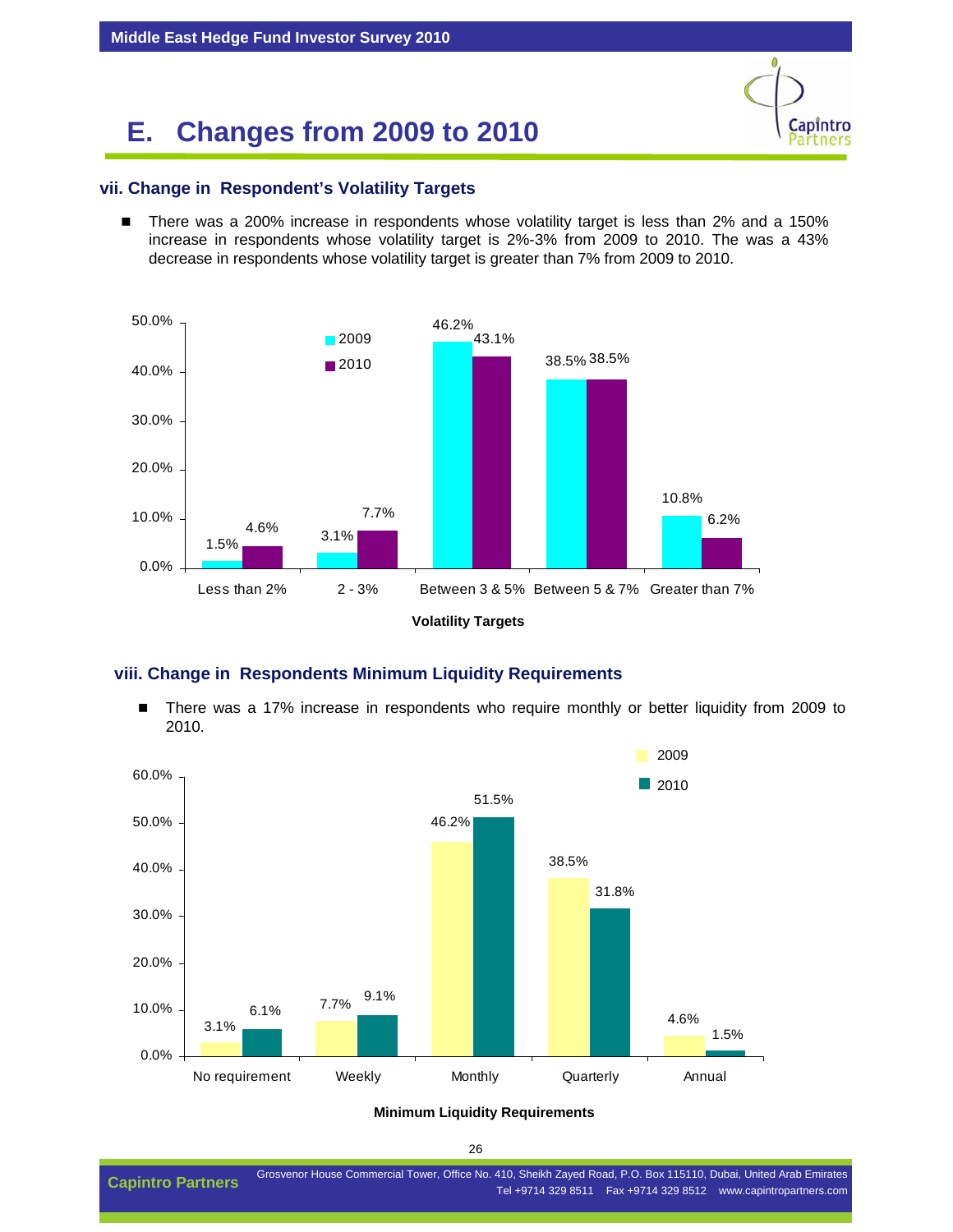# E. Changes from 2009 to 2010

### vii. Change in Respondent's Volatility Targets

- There was a 200% increase in respondents whose volatility target is less than 2% and a 150% increase in respondents whose volatility target is 2%-3% from 2009 to 2010. The was a 43% decrease in respondents whose volatility target is greater than 7% from 2009 to 2010.

| Volatility Targets | 2009 | 2010 |
|---|---|---|
| Less than 2% | 1.5% | 4.6% |
| 2 - 3% | 3.1% | 7.7% |
| Between 3 & 5% | 46.2% | 43.1% |
| Between 5 & 7% | 38.5% | 38.5% |
| Greater than 7% | 10.8% | 6.2% |

**Volatility Targets**

### viii. Change in Respondents Minimum Liquidity Requirements

- There was a 17% increase in respondents who require monthly or better liquidity from 2009 to 2010.

| Minimum Liquidity Requirements | 2009 | 2010 |
|---|---|---|
| No requirement | 3.1% | 6.1% |
| Weekly | 7.7% | 9.1% |
| Monthly | 46.2% | 51.5% |
| Quarterly | 38.5% | 31.8% |
| Annual | 4.6% | 1.5% |

**Minimum Liquidity Requirements**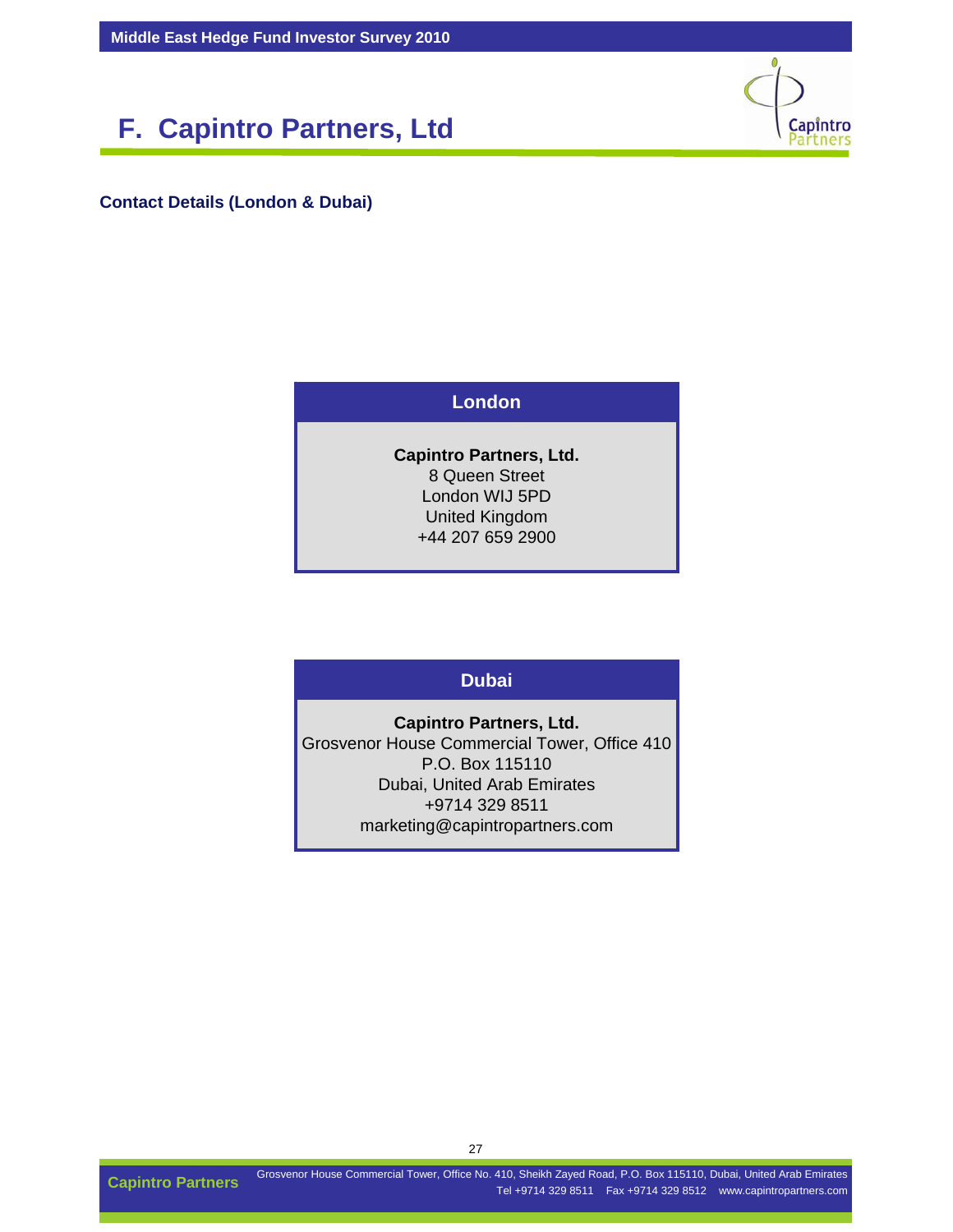# F. Capintro Partners, Ltd

**Contact Details (London & Dubai)**

| London |
| --- |
| **Capintro Partners, Ltd.**<br>8 Queen Street<br>London WIJ 5PD<br>United Kingdom<br>+44 207 659 2900 |

| Dubai |
| --- |
| **Capintro Partners, Ltd.**<br>Grosvenor House Commercial Tower, Office 410<br>P.O. Box 115110<br>Dubai, United Arab Emirates<br>+9714 329 8511<br>marketing@capintropartners.com |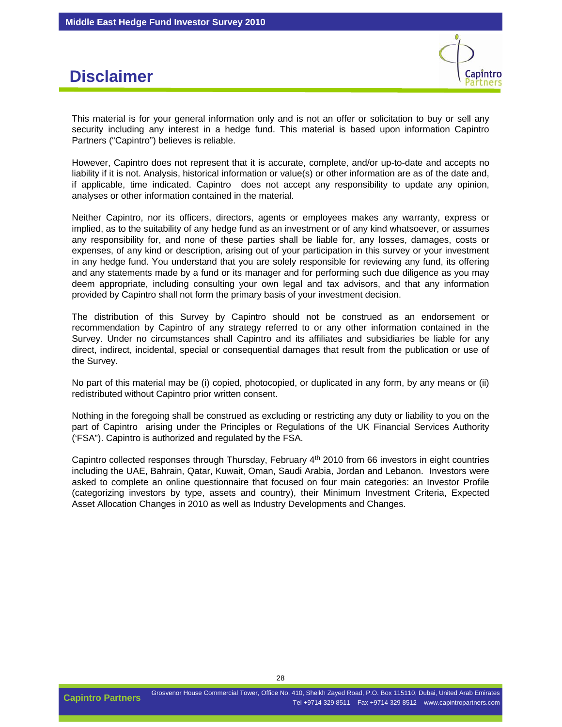# Disclaimer

This material is for your general information only and is not an offer or solicitation to buy or sell any security including any interest in a hedge fund. This material is based upon information Capintro Partners ("Capintro") believes is reliable.

However, Capintro does not represent that it is accurate, complete, and/or up-to-date and accepts no liability if it is not. Analysis, historical information or value(s) or other information are as of the date and, if applicable, time indicated. Capintro does not accept any responsibility to update any opinion, analyses or other information contained in the material.

Neither Capintro, nor its officers, directors, agents or employees makes any warranty, express or implied, as to the suitability of any hedge fund as an investment or of any kind whatsoever, or assumes any responsibility for, and none of these parties shall be liable for, any losses, damages, costs or expenses, of any kind or description, arising out of your participation in this survey or your investment in any hedge fund. You understand that you are solely responsible for reviewing any fund, its offering and any statements made by a fund or its manager and for performing such due diligence as you may deem appropriate, including consulting your own legal and tax advisors, and that any information provided by Capintro shall not form the primary basis of your investment decision.

The distribution of this Survey by Capintro should not be construed as an endorsement or recommendation by Capintro of any strategy referred to or any other information contained in the Survey. Under no circumstances shall Capintro and its affiliates and subsidiaries be liable for any direct, indirect, incidental, special or consequential damages that result from the publication or use of the Survey.

No part of this material may be (i) copied, photocopied, or duplicated in any form, by any means or (ii) redistributed without Capintro prior written consent.

Nothing in the foregoing shall be construed as excluding or restricting any duty or liability to you on the part of Capintro arising under the Principles or Regulations of the UK Financial Services Authority ('FSA"). Capintro is authorized and regulated by the FSA.

Capintro collected responses through Thursday, February 4th 2010 from 66 investors in eight countries including the UAE, Bahrain, Qatar, Kuwait, Oman, Saudi Arabia, Jordan and Lebanon. Investors were asked to complete an online questionnaire that focused on four main categories: an Investor Profile (categorizing investors by type, assets and country), their Minimum Investment Criteria, Expected Asset Allocation Changes in 2010 as well as Industry Developments and Changes.